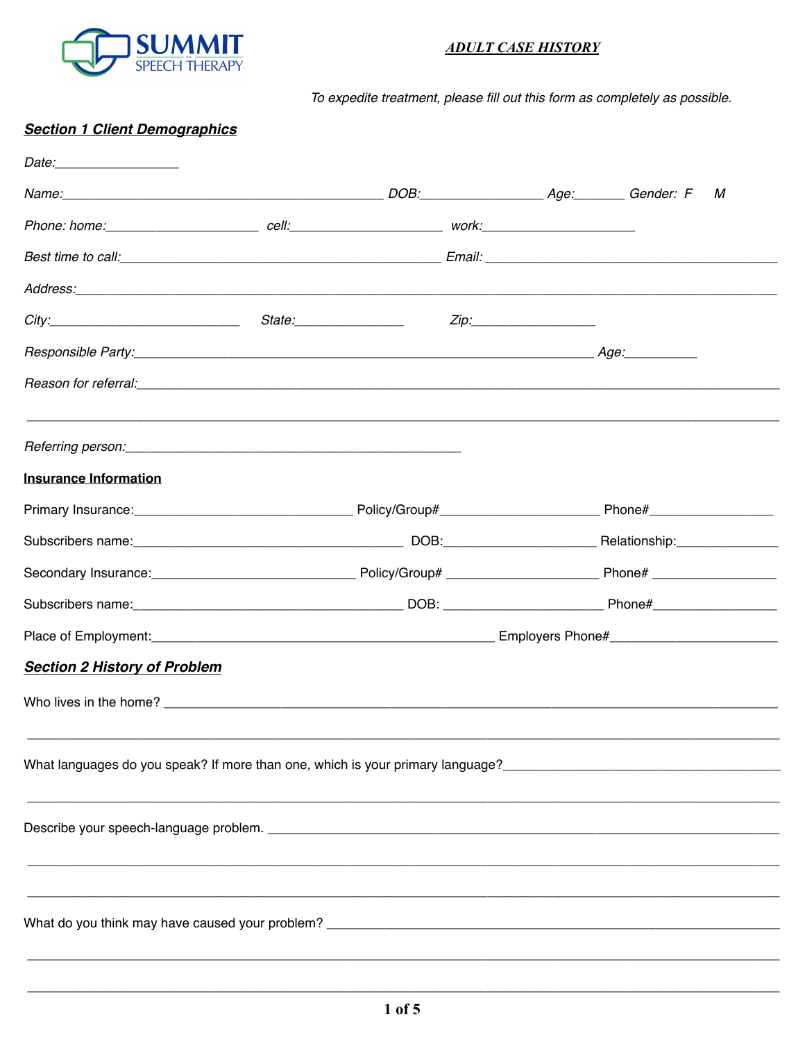SUMMIT SPEECH THERAPY

# *ADULT CASE HISTORY*

*To expedite treatment, please fill out this form as completely as possible.*

## ***Section 1 Client Demographics***

*Date:*________________

*Name:*____________________________________________ *DOB:*________________ *Age:*_______ *Gender: F M*

*Phone: home:*____________________ *cell:*____________________ *work:*____________________

*Best time to call:*____________________________________________ *Email:* ________________________________________

*Address:*____________________________________________________________________________________________

*City:*__________________________ *State:*______________ *Zip:*________________

*Responsible Party:*______________________________________________________________ *Age:*__________

*Reason for referral:*______________________________________________________________________________

____________________________________________________________________________________________________

*Referring person:*______________________________________________

### Insurance Information

Primary Insurance:______________________________ Policy/Group#____________________ Phone#________________

Subscribers name:_____________________________________ DOB:____________________ Relationship:______________

Secondary Insurance:___________________________ Policy/Group# ____________________ Phone# ________________

Subscribers name:_____________________________________ DOB: _____________________ Phone#________________

Place of Employment:______________________________________________ Employers Phone#______________________

## ***Section 2 History of Problem***

Who lives in the home? ______________________________________________________________________________

____________________________________________________________________________________________________

What languages do you speak? If more than one, which is your primary language?______________________________________

____________________________________________________________________________________________________

Describe your speech-language problem. _________________________________________________________________

____________________________________________________________________________________________________

____________________________________________________________________________________________________

What do you think may have caused your problem? __________________________________________________________

____________________________________________________________________________________________________

____________________________________________________________________________________________________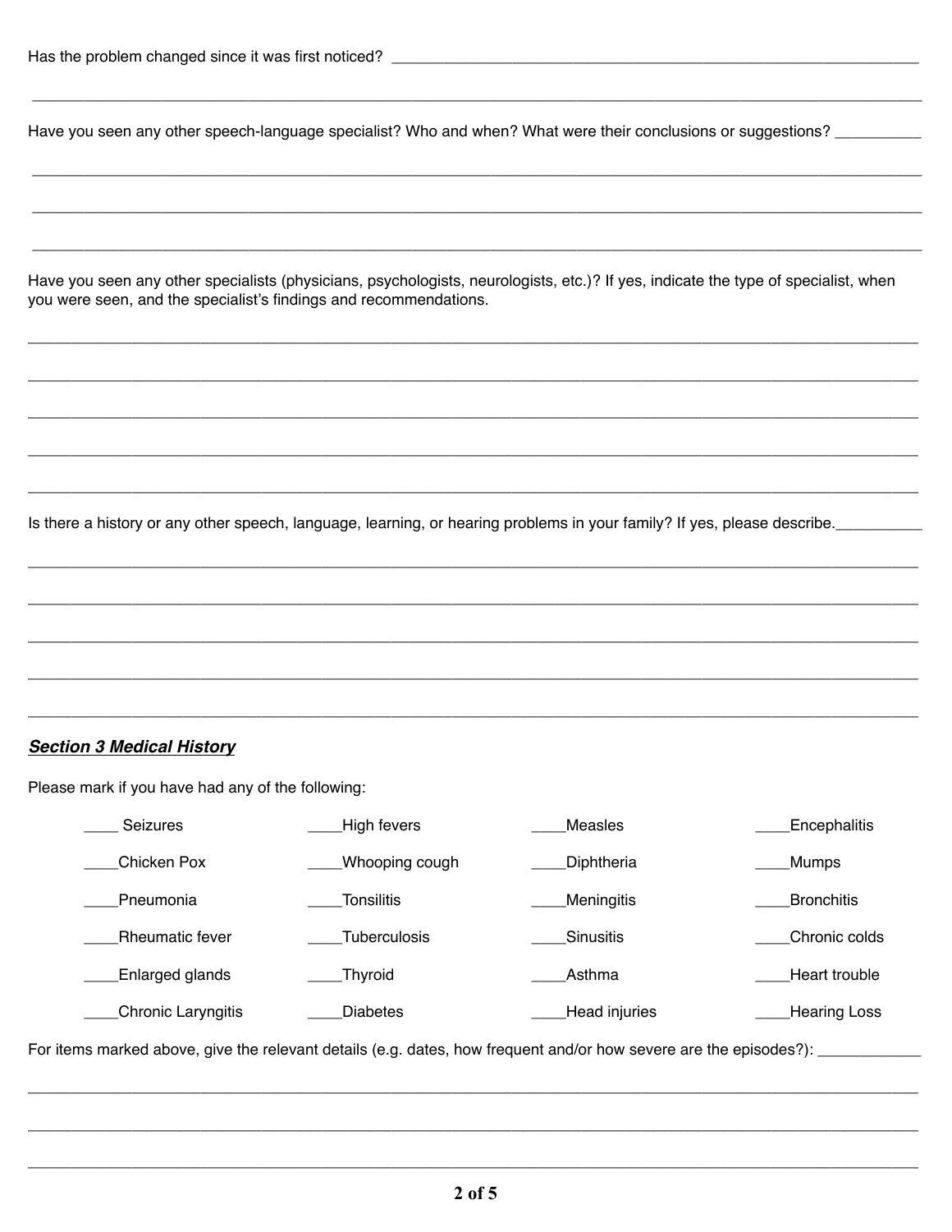Has the problem changed since it was first noticed? ___________________________________________________________________

_______________________________________________________________________________________________________________

Have you seen any other speech-language specialist? Who and when? What were their conclusions or suggestions? __________

_______________________________________________________________________________________________________________

_______________________________________________________________________________________________________________

_______________________________________________________________________________________________________________

Have you seen any other specialists (physicians, psychologists, neurologists, etc.)? If yes, indicate the type of specialist, when you were seen, and the specialist's findings and recommendations.

_______________________________________________________________________________________________________________

_______________________________________________________________________________________________________________

_______________________________________________________________________________________________________________

_______________________________________________________________________________________________________________

_______________________________________________________________________________________________________________

Is there a history or any other speech, language, learning, or hearing problems in your family? If yes, please describe.__________

_______________________________________________________________________________________________________________

_______________________________________________________________________________________________________________

_______________________________________________________________________________________________________________

_______________________________________________________________________________________________________________

_______________________________________________________________________________________________________________

***Section 3 Medical History***

Please mark if you have had any of the following:

| | | | |
|---|---|---|---|
| ____ Seizures | ____High fevers | ____Measles | ____Encephalitis |
| ____Chicken Pox | ____Whooping cough | ____Diphtheria | ____Mumps |
| ____Pneumonia | ____Tonsilitis | ____Meningitis | ____Bronchitis |
| ____Rheumatic fever | ____Tuberculosis | ____Sinusitis | ____Chronic colds |
| ____Enlarged glands | ____Thyroid | ____Asthma | ____Heart trouble |
| ____Chronic Laryngitis | ____Diabetes | ____Head injuries | ____Hearing Loss |

For items marked above, give the relevant details (e.g. dates, how frequent and/or how severe are the episodes?): ____________

_______________________________________________________________________________________________________________

_______________________________________________________________________________________________________________

_______________________________________________________________________________________________________________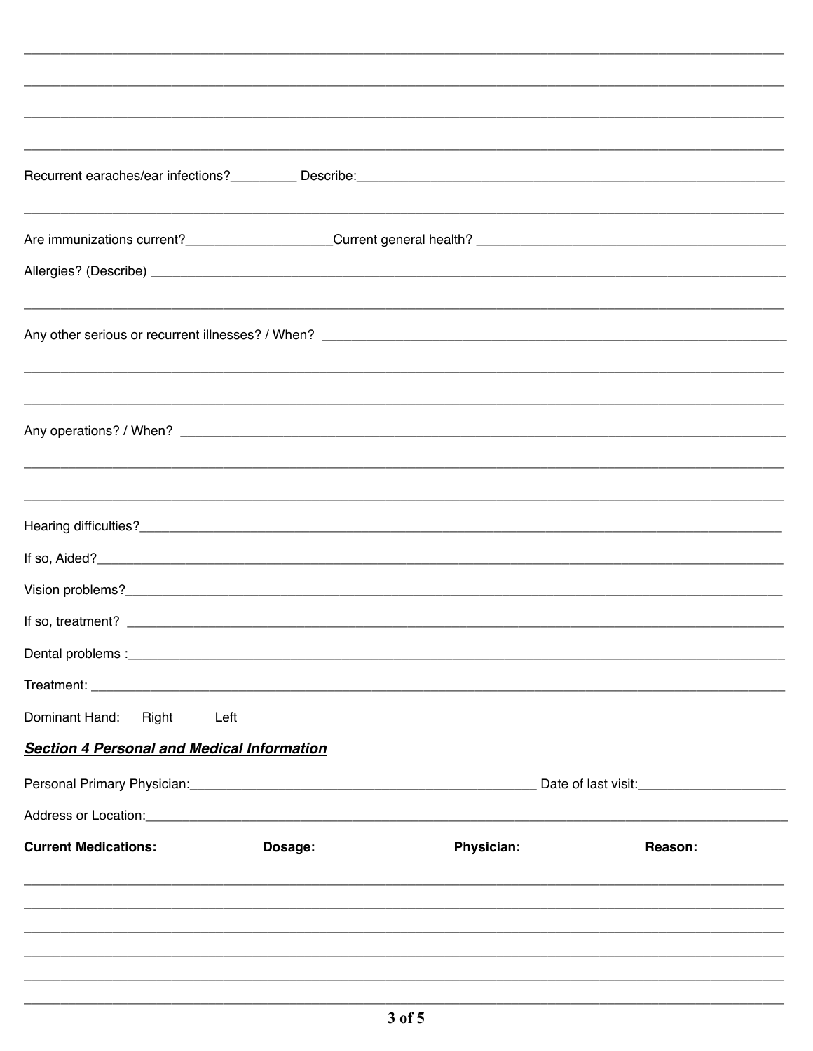Recurrent earaches/ear infections?_________ Describe:_______________________________________________

______________________________________________________________________________

Are immunizations current?____________________Current general health? ____________________________

Allergies? (Describe) ___________________________________________________________________

______________________________________________________________________________

Any other serious or recurrent illnesses? / When? _____________________________________________

______________________________________________________________________________

______________________________________________________________________________

Any operations? / When? ________________________________________________________________

______________________________________________________________________________

______________________________________________________________________________

Hearing difficulties?_____________________________________________________________________

If so, Aided?__________________________________________________________________________

Vision problems?_______________________________________________________________________

If so, treatment? _______________________________________________________________________

Dental problems :_______________________________________________________________________

Treatment: ____________________________________________________________________________

Dominant Hand: Right Left

***Section 4 Personal and Medical Information***

Personal Primary Physician:_________________________________ Date of last visit:____________________

Address or Location:_____________________________________________________________________

| **Current Medications:** | **Dosage:** | **Physician:** | **Reason:** |
| --- | --- | --- | --- |
| | | | |
| | | | |
| | | | |
| | | | |
| | | | |
| | | | |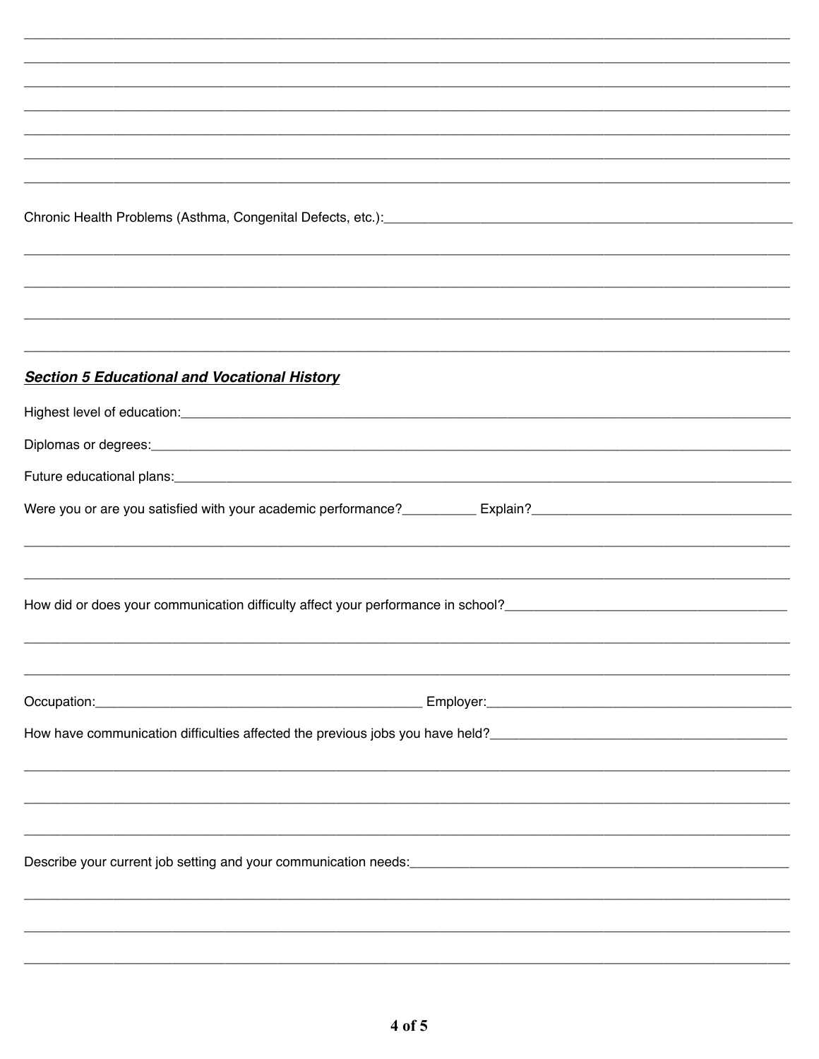Chronic Health Problems (Asthma, Congenital Defects, etc.):

***Section 5 Educational and Vocational History***

Highest level of education:

Diplomas or degrees:

Future educational plans:

Were you or are you satisfied with your academic performance?__________ Explain?

How did or does your communication difficulty affect your performance in school?

Occupation:_____________________________________________ Employer:

How have communication difficulties affected the previous jobs you have held?

Describe your current job setting and your communication needs: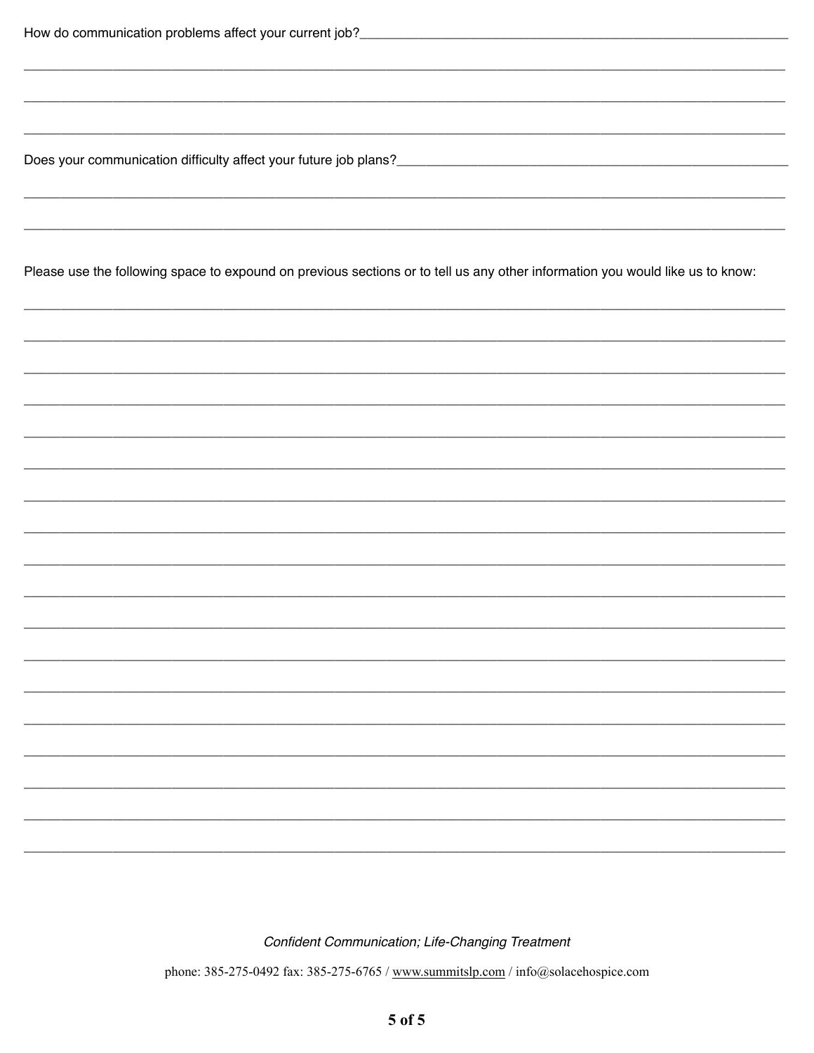How do communication problems affect your current job?________________________________________________________________

_____________________________________________________________________________________________

_____________________________________________________________________________________________

_____________________________________________________________________________________________

Does your communication difficulty affect your future job plans?__________________________________________________________

_____________________________________________________________________________________________

_____________________________________________________________________________________________

Please use the following space to expound on previous sections or to tell us any other information you would like us to know:

_____________________________________________________________________________________________

_____________________________________________________________________________________________

_____________________________________________________________________________________________

_____________________________________________________________________________________________

_____________________________________________________________________________________________

_____________________________________________________________________________________________

_____________________________________________________________________________________________

_____________________________________________________________________________________________

_____________________________________________________________________________________________

_____________________________________________________________________________________________

_____________________________________________________________________________________________

_____________________________________________________________________________________________

_____________________________________________________________________________________________

_____________________________________________________________________________________________

_____________________________________________________________________________________________

_____________________________________________________________________________________________

_____________________________________________________________________________________________

_____________________________________________________________________________________________

*Confident Communication; Life-Changing Treatment*

phone: 385-275-0492 fax: 385-275-6765 / www.summitslp.com / info@solacehospice.com